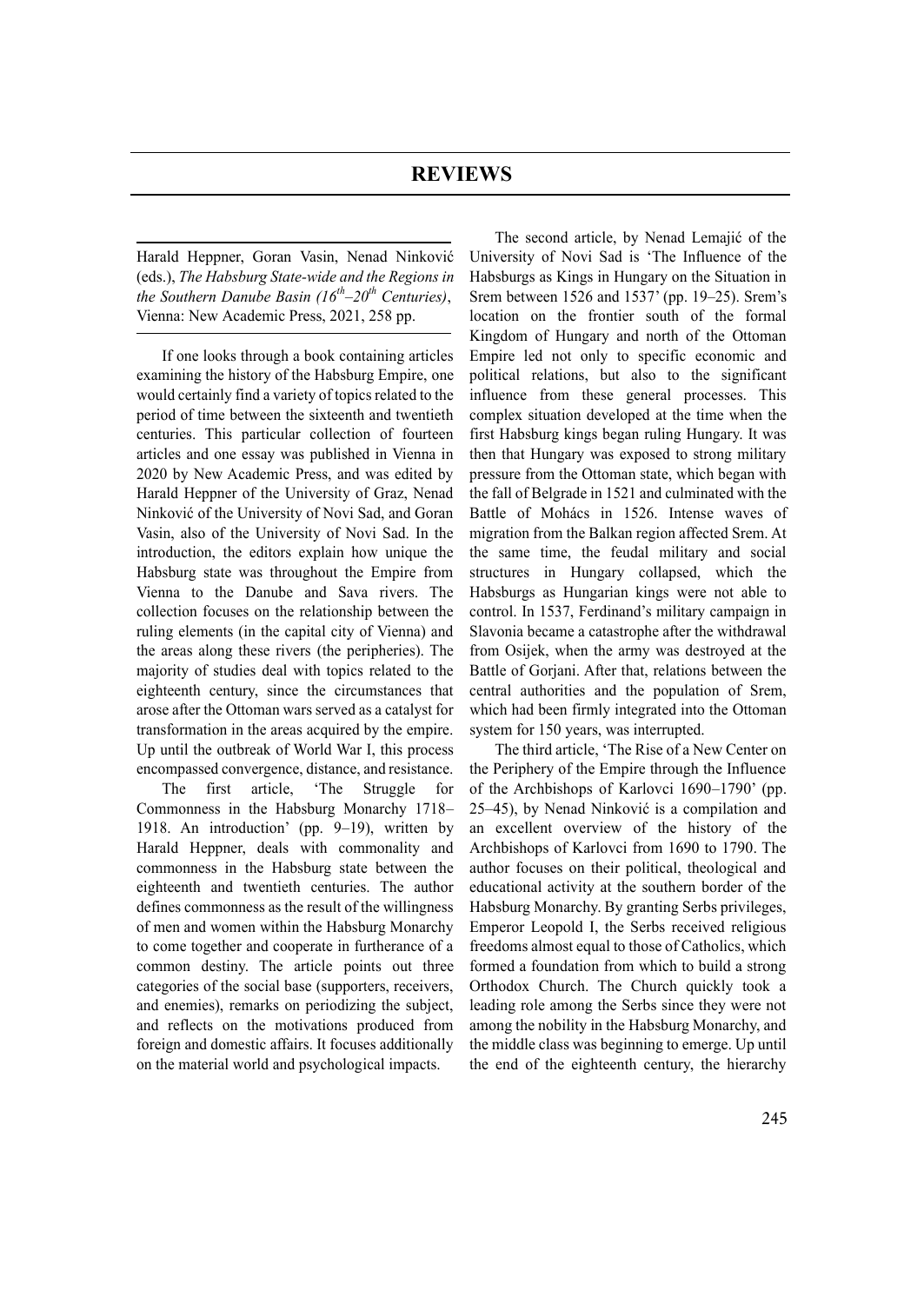# REVIEWS

Harald Heppner, Goran Vasin, Nenad Ninković (eds.), *The Habsburg State-wide and the Regions in the Southern Danube Basin ($16^{th}$–$20^{th}$ Centuries)*, Vienna: New Academic Press, 2021, 258 pp.

If one looks through a book containing articles examining the history of the Habsburg Empire, one would certainly find a variety of topics related to the period of time between the sixteenth and twentieth centuries. This particular collection of fourteen articles and one essay was published in Vienna in 2020 by New Academic Press, and was edited by Harald Heppner of the University of Graz, Nenad Ninković of the University of Novi Sad, and Goran Vasin, also of the University of Novi Sad. In the introduction, the editors explain how unique the Habsburg state was throughout the Empire from Vienna to the Danube and Sava rivers. The collection focuses on the relationship between the ruling elements (in the capital city of Vienna) and the areas along these rivers (the peripheries). The majority of studies deal with topics related to the eighteenth century, since the circumstances that arose after the Ottoman wars served as a catalyst for transformation in the areas acquired by the empire. Up until the outbreak of World War I, this process encompassed convergence, distance, and resistance.

The first article, 'The Struggle for Commonness in the Habsburg Monarchy 1718–1918. An introduction' (pp. 9–19), written by Harald Heppner, deals with commonality and commonness in the Habsburg state between the eighteenth and twentieth centuries. The author defines commonness as the result of the willingness of men and women within the Habsburg Monarchy to come together and cooperate in furtherance of a common destiny. The article points out three categories of the social base (supporters, receivers, and enemies), remarks on periodizing the subject, and reflects on the motivations produced from foreign and domestic affairs. It focuses additionally on the material world and psychological impacts.

The second article, by Nenad Lemajić of the University of Novi Sad is 'The Influence of the Habsburgs as Kings in Hungary on the Situation in Srem between 1526 and 1537' (pp. 19–25). Srem's location on the frontier south of the formal Kingdom of Hungary and north of the Ottoman Empire led not only to specific economic and political relations, but also to the significant influence from these general processes. This complex situation developed at the time when the first Habsburg kings began ruling Hungary. It was then that Hungary was exposed to strong military pressure from the Ottoman state, which began with the fall of Belgrade in 1521 and culminated with the Battle of Mohács in 1526. Intense waves of migration from the Balkan region affected Srem. At the same time, the feudal military and social structures in Hungary collapsed, which the Habsburgs as Hungarian kings were not able to control. In 1537, Ferdinand's military campaign in Slavonia became a catastrophe after the withdrawal from Osijek, when the army was destroyed at the Battle of Gorjani. After that, relations between the central authorities and the population of Srem, which had been firmly integrated into the Ottoman system for 150 years, was interrupted.

The third article, 'The Rise of a New Center on the Periphery of the Empire through the Influence of the Archbishops of Karlovci 1690–1790' (pp. 25–45), by Nenad Ninković is a compilation and an excellent overview of the history of the Archbishops of Karlovci from 1690 to 1790. The author focuses on their political, theological and educational activity at the southern border of the Habsburg Monarchy. By granting Serbs privileges, Emperor Leopold I, the Serbs received religious freedoms almost equal to those of Catholics, which formed a foundation from which to build a strong Orthodox Church. The Church quickly took a leading role among the Serbs since they were not among the nobility in the Habsburg Monarchy, and the middle class was beginning to emerge. Up until the end of the eighteenth century, the hierarchy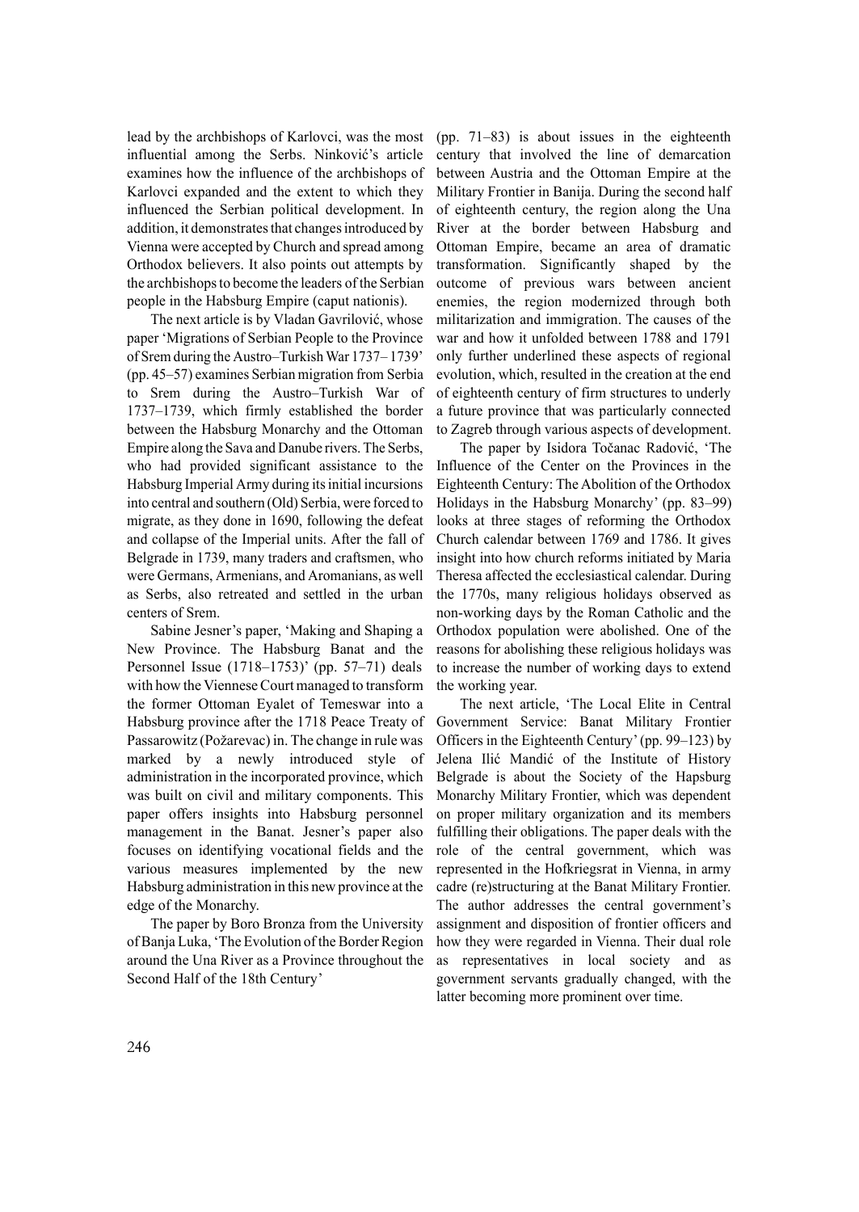lead by the archbishops of Karlovci, was the most influential among the Serbs. Ninković's article examines how the influence of the archbishops of Karlovci expanded and the extent to which they influenced the Serbian political development. In addition, it demonstrates that changes introduced by Vienna were accepted by Church and spread among Orthodox believers. It also points out attempts by the archbishops to become the leaders of the Serbian people in the Habsburg Empire (caput nationis).

The next article is by Vladan Gavrilović, whose paper 'Migrations of Serbian People to the Province of Srem during the Austro–Turkish War 1737– 1739' (pp. 45–57) examines Serbian migration from Serbia to Srem during the Austro–Turkish War of 1737–1739, which firmly established the border between the Habsburg Monarchy and the Ottoman Empire along the Sava and Danube rivers. The Serbs, who had provided significant assistance to the Habsburg Imperial Army during its initial incursions into central and southern (Old) Serbia, were forced to migrate, as they done in 1690, following the defeat and collapse of the Imperial units. After the fall of Belgrade in 1739, many traders and craftsmen, who were Germans, Armenians, and Aromanians, as well as Serbs, also retreated and settled in the urban centers of Srem.

Sabine Jesner's paper, 'Making and Shaping a New Province. The Habsburg Banat and the Personnel Issue (1718–1753)' (pp. 57–71) deals with how the Viennese Court managed to transform the former Ottoman Eyalet of Temeswar into a Habsburg province after the 1718 Peace Treaty of Passarowitz (Požarevac) in. The change in rule was marked by a newly introduced style of administration in the incorporated province, which was built on civil and military components. This paper offers insights into Habsburg personnel management in the Banat. Jesner's paper also focuses on identifying vocational fields and the various measures implemented by the new Habsburg administration in this new province at the edge of the Monarchy.

The paper by Boro Bronza from the University of Banja Luka, 'The Evolution of the Border Region around the Una River as a Province throughout the Second Half of the 18th Century' (pp. 71–83) is about issues in the eighteenth century that involved the line of demarcation between Austria and the Ottoman Empire at the Military Frontier in Banija. During the second half of eighteenth century, the region along the Una River at the border between Habsburg and Ottoman Empire, became an area of dramatic transformation. Significantly shaped by the outcome of previous wars between ancient enemies, the region modernized through both militarization and immigration. The causes of the war and how it unfolded between 1788 and 1791 only further underlined these aspects of regional evolution, which, resulted in the creation at the end of eighteenth century of firm structures to underly a future province that was particularly connected to Zagreb through various aspects of development.

The paper by Isidora Točanac Radović, 'The Influence of the Center on the Provinces in the Eighteenth Century: The Abolition of the Orthodox Holidays in the Habsburg Monarchy' (pp. 83–99) looks at three stages of reforming the Orthodox Church calendar between 1769 and 1786. It gives insight into how church reforms initiated by Maria Theresa affected the ecclesiastical calendar. During the 1770s, many religious holidays observed as non-working days by the Roman Catholic and the Orthodox population were abolished. One of the reasons for abolishing these religious holidays was to increase the number of working days to extend the working year.

The next article, 'The Local Elite in Central Government Service: Banat Military Frontier Officers in the Eighteenth Century' (pp. 99–123) by Jelena Ilić Mandić of the Institute of History Belgrade is about the Society of the Hapsburg Monarchy Military Frontier, which was dependent on proper military organization and its members fulfilling their obligations. The paper deals with the role of the central government, which was represented in the Hofkriegsrat in Vienna, in army cadre (re)structuring at the Banat Military Frontier. The author addresses the central government's assignment and disposition of frontier officers and how they were regarded in Vienna. Their dual role as representatives in local society and as government servants gradually changed, with the latter becoming more prominent over time.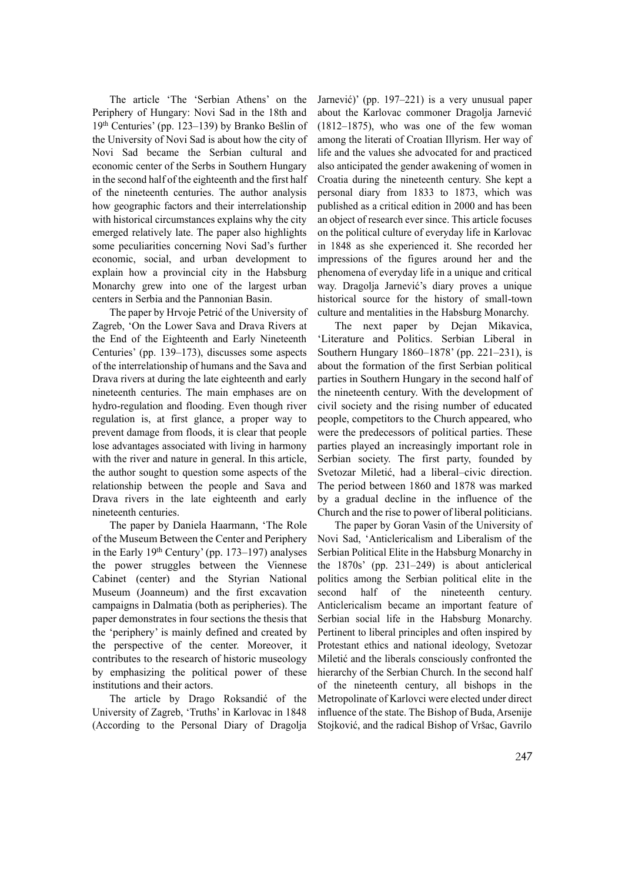The article 'The 'Serbian Athens' on the Periphery of Hungary: Novi Sad in the 18th and 19th Centuries' (pp. 123–139) by Branko Bešlin of the University of Novi Sad is about how the city of Novi Sad became the Serbian cultural and economic center of the Serbs in Southern Hungary in the second half of the eighteenth and the first half of the nineteenth centuries. The author analysis how geographic factors and their interrelationship with historical circumstances explains why the city emerged relatively late. The paper also highlights some peculiarities concerning Novi Sad's further economic, social, and urban development to explain how a provincial city in the Habsburg Monarchy grew into one of the largest urban centers in Serbia and the Pannonian Basin.

The paper by Hrvoje Petrić of the University of Zagreb, 'On the Lower Sava and Drava Rivers at the End of the Eighteenth and Early Nineteenth Centuries' (pp. 139–173), discusses some aspects of the interrelationship of humans and the Sava and Drava rivers at during the late eighteenth and early nineteenth centuries. The main emphases are on hydro-regulation and flooding. Even though river regulation is, at first glance, a proper way to prevent damage from floods, it is clear that people lose advantages associated with living in harmony with the river and nature in general. In this article, the author sought to question some aspects of the relationship between the people and Sava and Drava rivers in the late eighteenth and early nineteenth centuries.

The paper by Daniela Haarmann, 'The Role of the Museum Between the Center and Periphery in the Early 19th Century' (pp. 173–197) analyses the power struggles between the Viennese Cabinet (center) and the Styrian National Museum (Joanneum) and the first excavation campaigns in Dalmatia (both as peripheries). The paper demonstrates in four sections the thesis that the 'periphery' is mainly defined and created by the perspective of the center. Moreover, it contributes to the research of historic museology by emphasizing the political power of these institutions and their actors.

The article by Drago Roksandić of the University of Zagreb, 'Truths' in Karlovac in 1848 (According to the Personal Diary of Dragolja Jarnević)' (pp. 197–221) is a very unusual paper about the Karlovac commoner Dragolja Jarnević (1812–1875), who was one of the few woman among the literati of Croatian Illyrism. Her way of life and the values she advocated for and practiced also anticipated the gender awakening of women in Croatia during the nineteenth century. She kept a personal diary from 1833 to 1873, which was published as a critical edition in 2000 and has been an object of research ever since. This article focuses on the political culture of everyday life in Karlovac in 1848 as she experienced it. She recorded her impressions of the figures around her and the phenomena of everyday life in a unique and critical way. Dragolja Jarnević's diary proves a unique historical source for the history of small-town culture and mentalities in the Habsburg Monarchy.

The next paper by Dejan Mikavica, 'Literature and Politics. Serbian Liberal in Southern Hungary 1860–1878' (pp. 221–231), is about the formation of the first Serbian political parties in Southern Hungary in the second half of the nineteenth century. With the development of civil society and the rising number of educated people, competitors to the Church appeared, who were the predecessors of political parties. These parties played an increasingly important role in Serbian society. The first party, founded by Svetozar Miletić, had a liberal–civic direction. The period between 1860 and 1878 was marked by a gradual decline in the influence of the Church and the rise to power of liberal politicians.

The paper by Goran Vasin of the University of Novi Sad, 'Anticlericalism and Liberalism of the Serbian Political Elite in the Habsburg Monarchy in the 1870s' (pp. 231–249) is about anticlerical politics among the Serbian political elite in the second half of the nineteenth century. Anticlericalism became an important feature of Serbian social life in the Habsburg Monarchy. Pertinent to liberal principles and often inspired by Protestant ethics and national ideology, Svetozar Miletić and the liberals consciously confronted the hierarchy of the Serbian Church. In the second half of the nineteenth century, all bishops in the Metropolinate of Karlovci were elected under direct influence of the state. The Bishop of Buda, Arsenije Stojković, and the radical Bishop of Vršac, Gavrilo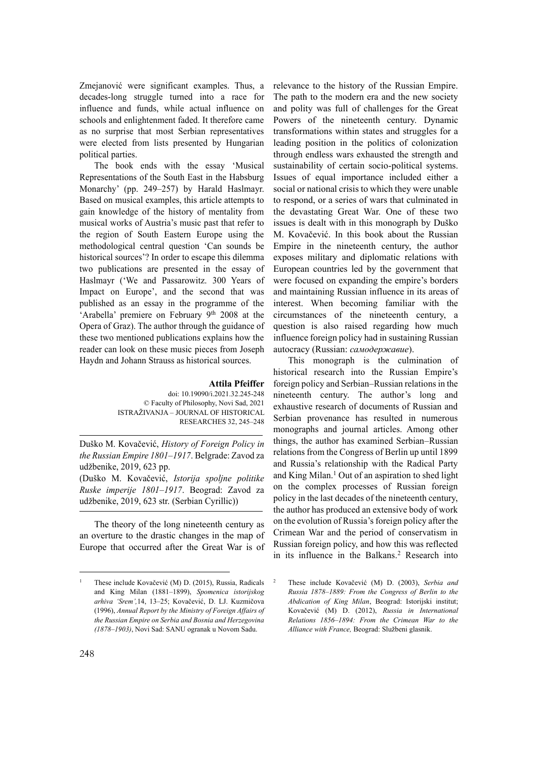Zmejanović were significant examples. Thus, a decades-long struggle turned into a race for influence and funds, while actual influence on schools and enlightenment faded. It therefore came as no surprise that most Serbian representatives were elected from lists presented by Hungarian political parties.

The book ends with the essay 'Musical Representations of the South East in the Habsburg Monarchy' (pp. 249–257) by Harald Haslmayr. Based on musical examples, this article attempts to gain knowledge of the history of mentality from musical works of Austria's music past that refer to the region of South Eastern Europe using the methodological central question 'Can sounds be historical sources'? In order to escape this dilemma two publications are presented in the essay of Haslmayr ('We and Passarowitz. 300 Years of Impact on Europe', and the second that was published as an essay in the programme of the 'Arabella' premiere on February 9th 2008 at the Opera of Graz). The author through the guidance of these two mentioned publications explains how the reader can look on these music pieces from Joseph Haydn and Johann Strauss as historical sources.

**Attila Pfeiffer**

doi: 10.19090/i.2021.32.245-248
© Faculty of Philosophy, Novi Sad, 2021
ISTRAŽIVANJA – JOURNAL OF HISTORICAL RESEARCHES 32, 245–248

---

Duško M. Kovačević, *History of Foreign Policy in the Russian Empire 1801–1917*. Belgrade: Zavod za udžbenike, 2019, 623 pp.
(Duško M. Kovačević, *Istorija spoljne politike Ruske imperije 1801–1917*. Beograd: Zavod za udžbenike, 2019, 623 str. (Serbian Cyrillic))

---

The theory of the long nineteenth century as an overture to the drastic changes in the map of Europe that occurred after the Great War is of relevance to the history of the Russian Empire. The path to the modern era and the new society and polity was full of challenges for the Great Powers of the nineteenth century. Dynamic transformations within states and struggles for a leading position in the politics of colonization through endless wars exhausted the strength and sustainability of certain socio-political systems. Issues of equal importance included either a social or national crisis to which they were unable to respond, or a series of wars that culminated in the devastating Great War. One of these two issues is dealt with in this monograph by Duško M. Kovačević. In this book about the Russian Empire in the nineteenth century, the author exposes military and diplomatic relations with European countries led by the government that were focused on expanding the empire's borders and maintaining Russian influence in its areas of interest. When becoming familiar with the circumstances of the nineteenth century, a question is also raised regarding how much influence foreign policy had in sustaining Russian autocracy (Russian: *самодержавие*).

This monograph is the culmination of historical research into the Russian Empire's foreign policy and Serbian–Russian relations in the nineteenth century. The author's long and exhaustive research of documents of Russian and Serbian provenance has resulted in numerous monographs and journal articles. Among other things, the author has examined Serbian–Russian relations from the Congress of Berlin up until 1899 and Russia's relationship with the Radical Party and King Milan.[1] Out of an aspiration to shed light on the complex processes of Russian foreign policy in the last decades of the nineteenth century, the author has produced an extensive body of work on the evolution of Russia's foreign policy after the Crimean War and the period of conservatism in Russian foreign policy, and how this was reflected in its influence in the Balkans.[2] Research into

---

[1] These include Kovačević (M) D. (2015), Russia, Radicals and King Milan (1881–1899), *Spomenica istorijskog arhiva 'Srem'*,14, 13–25; Kovačević, D. LJ. Kuzmičova (1996), *Annual Report by the Ministry of Foreign Affairs of the Russian Empire on Serbia and Bosnia and Herzegovina (1878–1903)*, Novi Sad: SANU ogranak u Novom Sadu.

[2] These include Kovačević (M) D. (2003), *Serbia and Russia 1878–1889: From the Congress of Berlin to the Abdication of King Milan*, Beograd: Istorijski institut; Kovačević (M) D. (2012), *Russia in International Relations 1856–1894: From the Crimean War to the Alliance with France,* Beograd: Službeni glasnik.